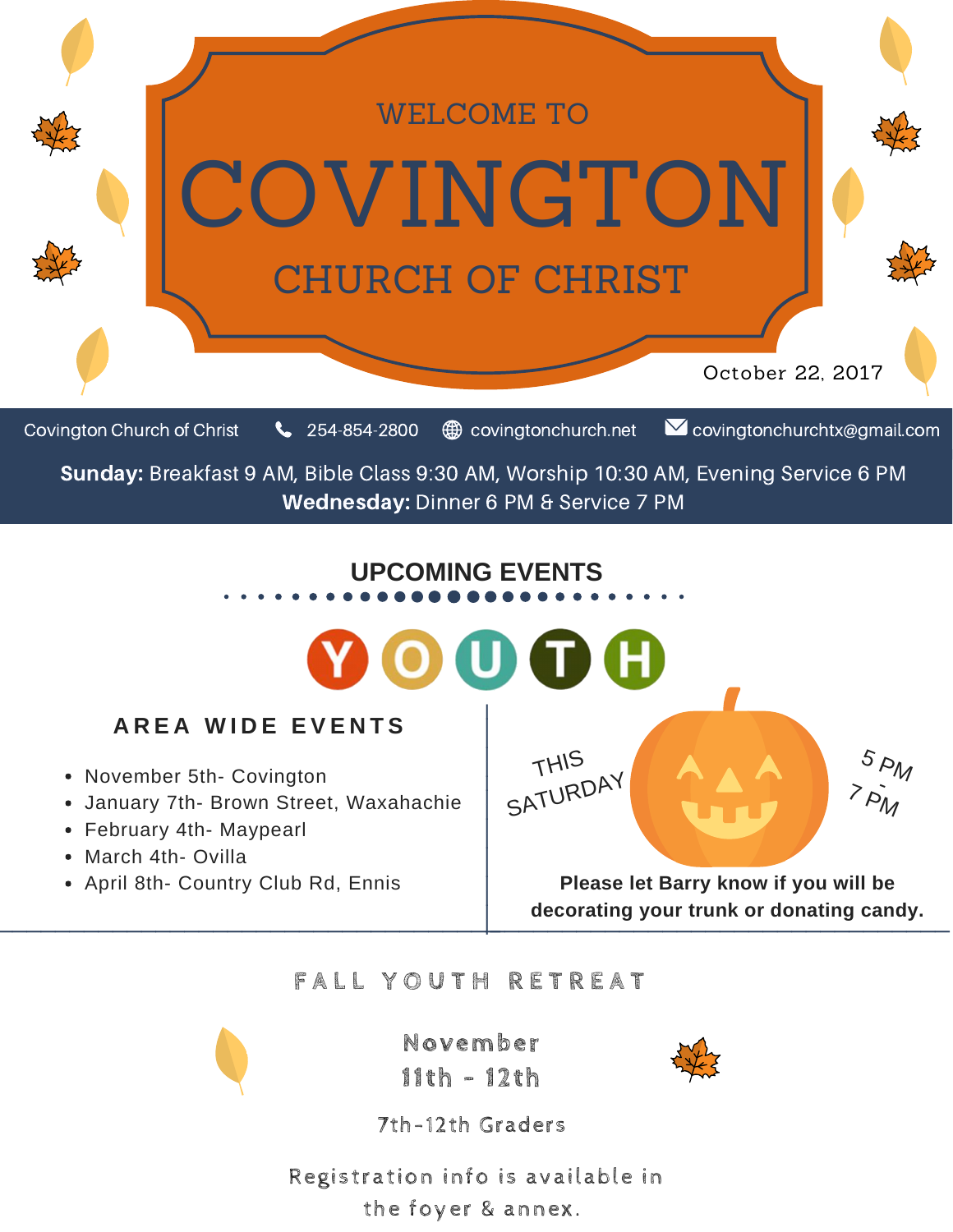# WELCOME TO COVINGTON CHURCH OF CHRIST

October 22, 2017

Covington Church of Christ | 254-854-2800 | covingtonchurch.net | covingtonchurchtx@gmail.com

**Sunday:** Breakfast 9 AM, Bible Class 9:30 AM, Worship 10:30 AM, Evening Service 6 PM
**Wednesday:** Dinner 6 PM & Service 7 PM

## UPCOMING EVENTS

### YOUTH

#### AREA WIDE EVENTS

- November 5th- Covington
- January 7th- Brown Street, Waxahachie
- February 4th- Maypearl
- March 4th- Ovilla
- April 8th- Country Club Rd, Ennis

THIS SATURDAY

5 PM - 7 PM

**Please let Barry know if you will be decorating your trunk or donating candy.**

## FALL YOUTH RETREAT

November
11th - 12th

7th-12th Graders

Registration info is available in the foyer & annex.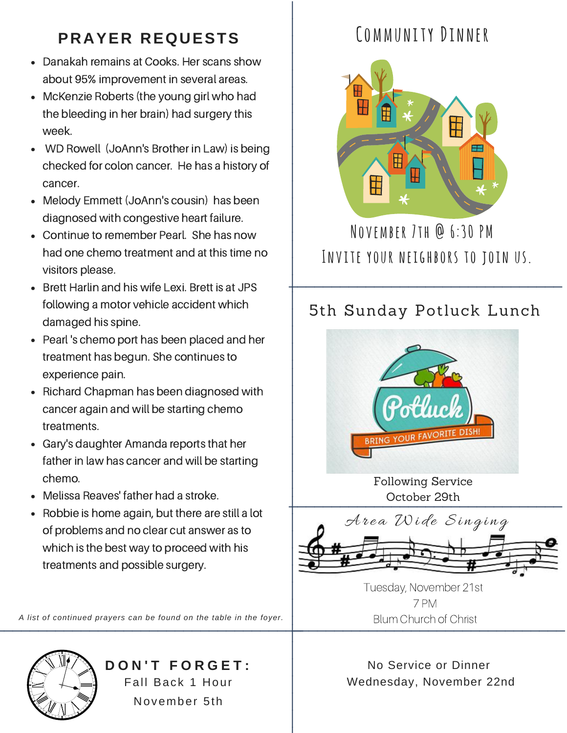## PRAYER REQUESTS

- Danakah remains at Cooks. Her scans show about 95% improvement in several areas.
- McKenzie Roberts (the young girl who had the bleeding in her brain) had surgery this week.
- WD Rowell (JoAnn's Brother in Law) is being checked for colon cancer. He has a history of cancer.
- Melody Emmett (JoAnn's cousin) has been diagnosed with congestive heart failure.
- Continue to remember Pearl. She has now had one chemo treatment and at this time no visitors please.
- Brett Harlin and his wife Lexi. Brett is at JPS following a motor vehicle accident which damaged his spine.
- Pearl 's chemo port has been placed and her treatment has begun. She continues to experience pain.
- Richard Chapman has been diagnosed with cancer again and will be starting chemo treatments.
- Gary's daughter Amanda reports that her father in law has cancer and will be starting chemo.
- Melissa Reaves' father had a stroke.
- Robbie is home again, but there are still a lot of problems and no clear cut answer as to which is the best way to proceed with his treatments and possible surgery.

*A list of continued prayers can be found on the table in the foyer.*

## Community Dinner

November 7th @ 6:30 PM

Invite your neighbors to join us.

## 5th Sunday Potluck Lunch

Potluck

BRING YOUR FAVORITE DISH!

Following Service
October 29th

## Area Wide Singing

Tuesday, November 21st
7 PM
Blum Church of Christ

## DON'T FORGET:

Fall Back 1 Hour

November 5th

No Service or Dinner
Wednesday, November 22nd